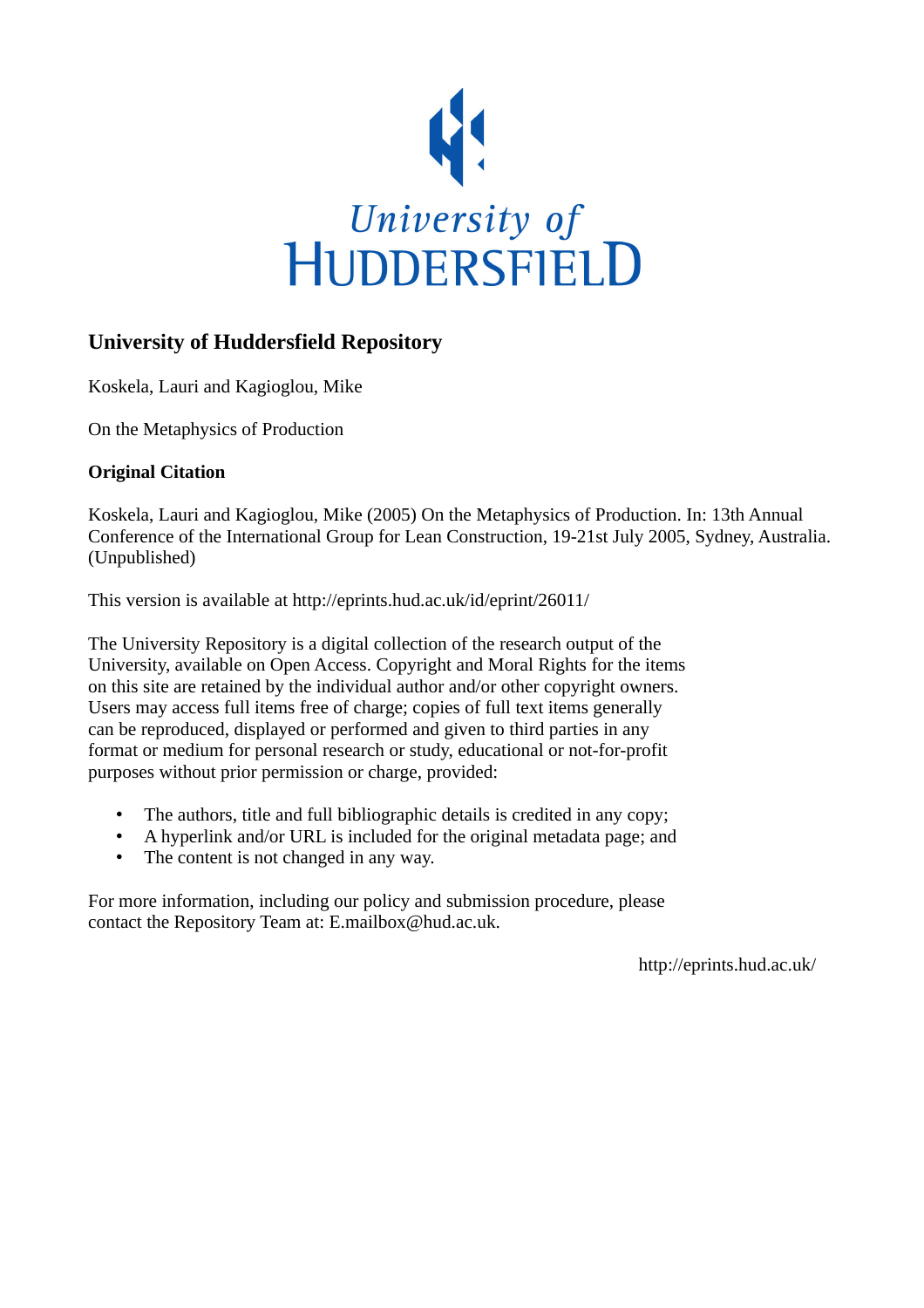University of HUDDERSFIELD

## University of Huddersfield Repository

Koskela, Lauri and Kagioglou, Mike

On the Metaphysics of Production

### Original Citation

Koskela, Lauri and Kagioglou, Mike (2005) On the Metaphysics of Production. In: 13th Annual Conference of the International Group for Lean Construction, 19-21st July 2005, Sydney, Australia. (Unpublished)

This version is available at http://eprints.hud.ac.uk/id/eprint/26011/

The University Repository is a digital collection of the research output of the University, available on Open Access. Copyright and Moral Rights for the items on this site are retained by the individual author and/or other copyright owners. Users may access full items free of charge; copies of full text items generally can be reproduced, displayed or performed and given to third parties in any format or medium for personal research or study, educational or not-for-profit purposes without prior permission or charge, provided:

- The authors, title and full bibliographic details is credited in any copy;
- A hyperlink and/or URL is included for the original metadata page; and
- The content is not changed in any way.

For more information, including our policy and submission procedure, please contact the Repository Team at: E.mailbox@hud.ac.uk.

http://eprints.hud.ac.uk/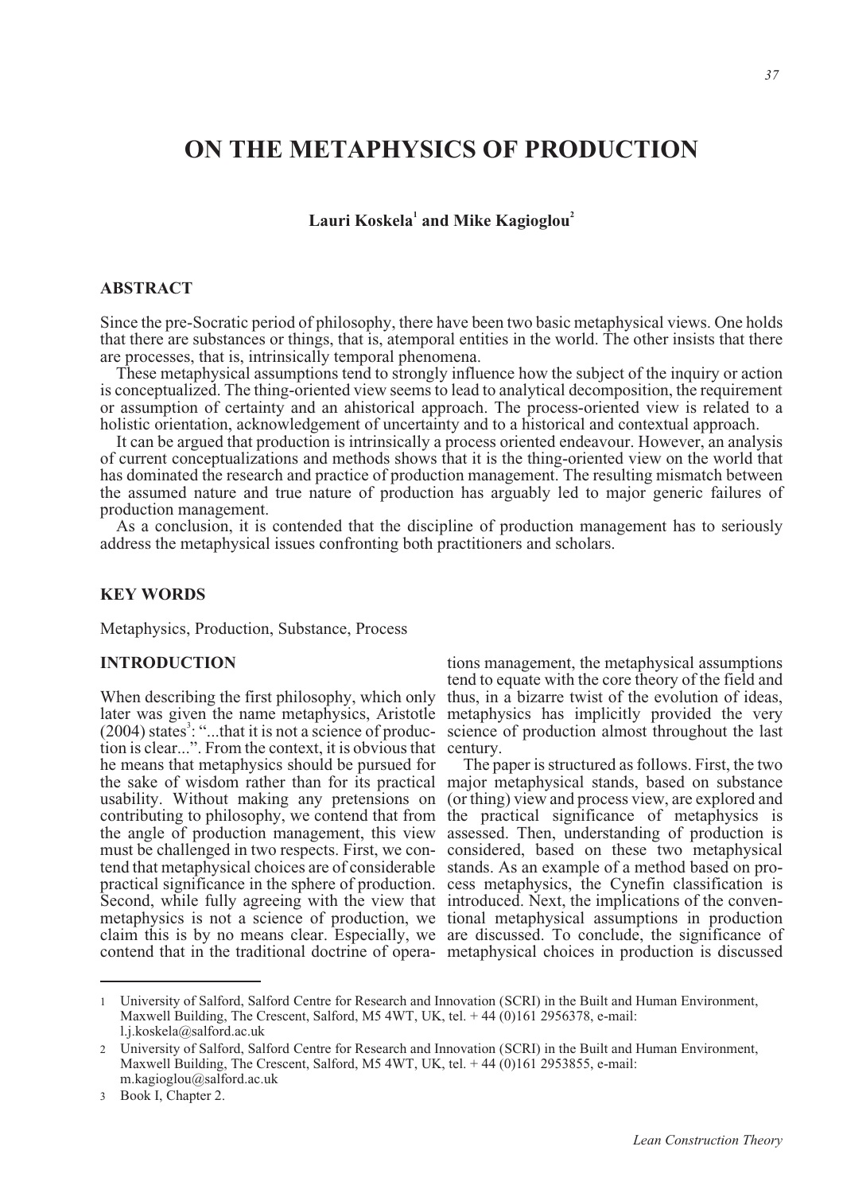# ON THE METAPHYSICS OF PRODUCTION

**Lauri Koskela[1] and Mike Kagioglou[2]**

## ABSTRACT

Since the pre-Socratic period of philosophy, there have been two basic metaphysical views. One holds that there are substances or things, that is, atemporal entities in the world. The other insists that there are processes, that is, intrinsically temporal phenomena.

These metaphysical assumptions tend to strongly influence how the subject of the inquiry or action is conceptualized. The thing-oriented view seems to lead to analytical decomposition, the requirement or assumption of certainty and an ahistorical approach. The process-oriented view is related to a holistic orientation, acknowledgement of uncertainty and to a historical and contextual approach.

It can be argued that production is intrinsically a process oriented endeavour. However, an analysis of current conceptualizations and methods shows that it is the thing-oriented view on the world that has dominated the research and practice of production management. The resulting mismatch between the assumed nature and true nature of production has arguably led to major generic failures of production management.

As a conclusion, it is contended that the discipline of production management has to seriously address the metaphysical issues confronting both practitioners and scholars.

## KEY WORDS

Metaphysics, Production, Substance, Process

## INTRODUCTION

When describing the first philosophy, which only later was given the name metaphysics, Aristotle (2004) states[3]: "...that it is not a science of production is clear...". From the context, it is obvious that he means that metaphysics should be pursued for the sake of wisdom rather than for its practical usability. Without making any pretensions on contributing to philosophy, we contend that from the angle of production management, this view must be challenged in two respects. First, we contend that metaphysical choices are of considerable practical significance in the sphere of production. Second, while fully agreeing with the view that metaphysics is not a science of production, we claim this is by no means clear. Especially, we contend that in the traditional doctrine of operations management, the metaphysical assumptions tend to equate with the core theory of the field and thus, in a bizarre twist of the evolution of ideas, metaphysics has implicitly provided the very science of production almost throughout the last century.

The paper is structured as follows. First, the two major metaphysical stands, based on substance (or thing) view and process view, are explored and the practical significance of metaphysics is assessed. Then, understanding of production is considered, based on these two metaphysical stands. As an example of a method based on process metaphysics, the Cynefin classification is introduced. Next, the implications of the conventional metaphysical assumptions in production are discussed. To conclude, the significance of metaphysical choices in production is discussed

---

1 University of Salford, Salford Centre for Research and Innovation (SCRI) in the Built and Human Environment, Maxwell Building, The Crescent, Salford, M5 4WT, UK, tel. + 44 (0)161 2956378, e-mail: l.j.koskela@salford.ac.uk

2 University of Salford, Salford Centre for Research and Innovation (SCRI) in the Built and Human Environment, Maxwell Building, The Crescent, Salford, M5 4WT, UK, tel. + 44 (0)161 2953855, e-mail: m.kagioglou@salford.ac.uk

3 Book I, Chapter 2.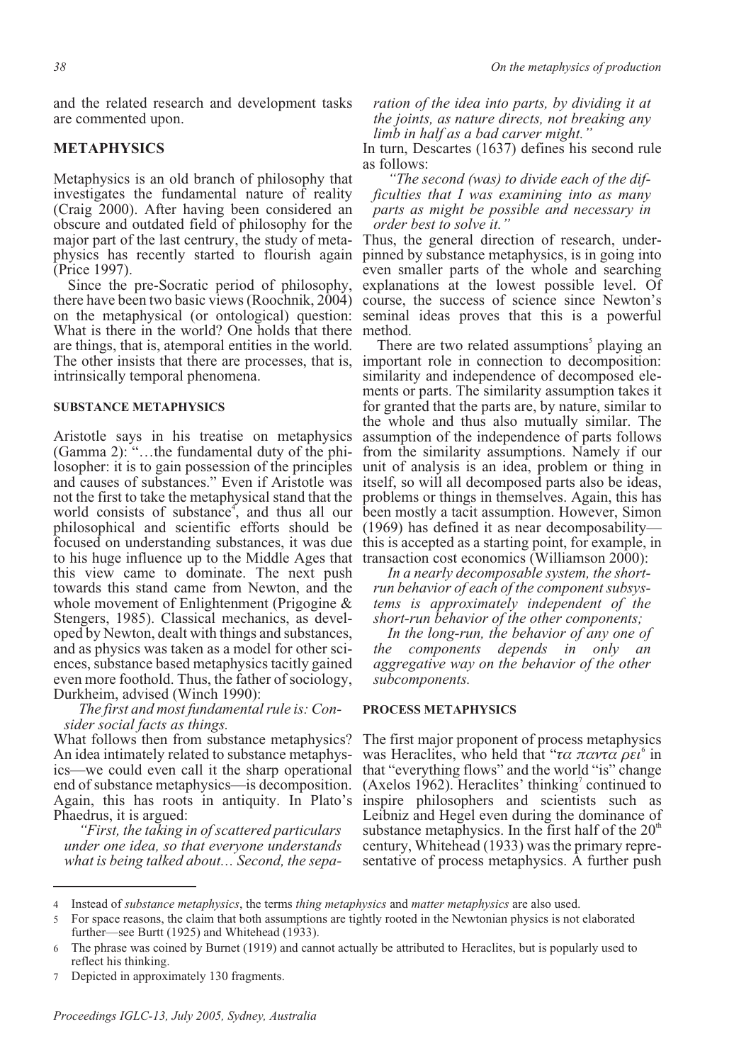and the related research and development tasks are commented upon.

## METAPHYSICS

Metaphysics is an old branch of philosophy that investigates the fundamental nature of reality (Craig 2000). After having been considered an obscure and outdated field of philosophy for the major part of the last centrury, the study of metaphysics has recently started to flourish again (Price 1997).

Since the pre-Socratic period of philosophy, there have been two basic views (Roochnik, 2004) on the metaphysical (or ontological) question: What is there in the world? One holds that there are things, that is, atemporal entities in the world. The other insists that there are processes, that is, intrinsically temporal phenomena.

### SUBSTANCE METAPHYSICS

Aristotle says in his treatise on metaphysics (Gamma 2): "…the fundamental duty of the philosopher: it is to gain possession of the principles and causes of substances." Even if Aristotle was not the first to take the metaphysical stand that the world consists of substance[4], and thus all our philosophical and scientific efforts should be focused on understanding substances, it was due to his huge influence up to the Middle Ages that this view came to dominate. The next push towards this stand came from Newton, and the whole movement of Enlightenment (Prigogine & Stengers, 1985). Classical mechanics, as developed by Newton, dealt with things and substances, and as physics was taken as a model for other sciences, substance based metaphysics tacitly gained even more foothold. Thus, the father of sociology, Durkheim, advised (Winch 1990):

> *The first and most fundamental rule is: Consider social facts as things.*

What follows then from substance metaphysics? An idea intimately related to substance metaphysics—we could even call it the sharp operational end of substance metaphysics—is decomposition. Again, this has roots in antiquity. In Plato's Phaedrus, it is argued:

> *"First, the taking in of scattered particulars under one idea, so that everyone understands what is being talked about… Second, the separation of the idea into parts, by dividing it at the joints, as nature directs, not breaking any limb in half as a bad carver might."*

In turn, Descartes (1637) defines his second rule as follows:

> *"The second (was) to divide each of the difficulties that I was examining into as many parts as might be possible and necessary in order best to solve it."*

Thus, the general direction of research, underpinned by substance metaphysics, is in going into even smaller parts of the whole and searching explanations at the lowest possible level. Of course, the success of science since Newton's seminal ideas proves that this is a powerful method.

There are two related assumptions[5] playing an important role in connection to decomposition: similarity and independence of decomposed elements or parts. The similarity assumption takes it for granted that the parts are, by nature, similar to the whole and thus also mutually similar. The assumption of the independence of parts follows from the similarity assumptions. Namely if our unit of analysis is an idea, problem or thing in itself, so will all decomposed parts also be ideas, problems or things in themselves. Again, this has been mostly a tacit assumption. However, Simon (1969) has defined it as near decomposability—this is accepted as a starting point, for example, in transaction cost economics (Williamson 2000):

> *In a nearly decomposable system, the short-run behavior of each of the component subsystems is approximately independent of the short-run behavior of the other components;*
>
> *In the long-run, the behavior of any one of the components depends in only an aggregative way on the behavior of the other subcomponents.*

### PROCESS METAPHYSICS

The first major proponent of process metaphysics was Heraclites, who held that "*τα παντα ρει*[6] in that "everything flows" and the world "is" change (Axelos 1962). Heraclites' thinking[7] continued to inspire philosophers and scientists such as Leibniz and Hegel even during the dominance of substance metaphysics. In the first half of the 20[th] century, Whitehead (1933) was the primary representative of process metaphysics. A further push

---

4 Instead of *substance metaphysics*, the terms *thing metaphysics* and *matter metaphysics* are also used.

5 For space reasons, the claim that both assumptions are tightly rooted in the Newtonian physics is not elaborated further—see Burtt (1925) and Whitehead (1933).

6 The phrase was coined by Burnet (1919) and cannot actually be attributed to Heraclites, but is popularly used to reflect his thinking.

7 Depicted in approximately 130 fragments.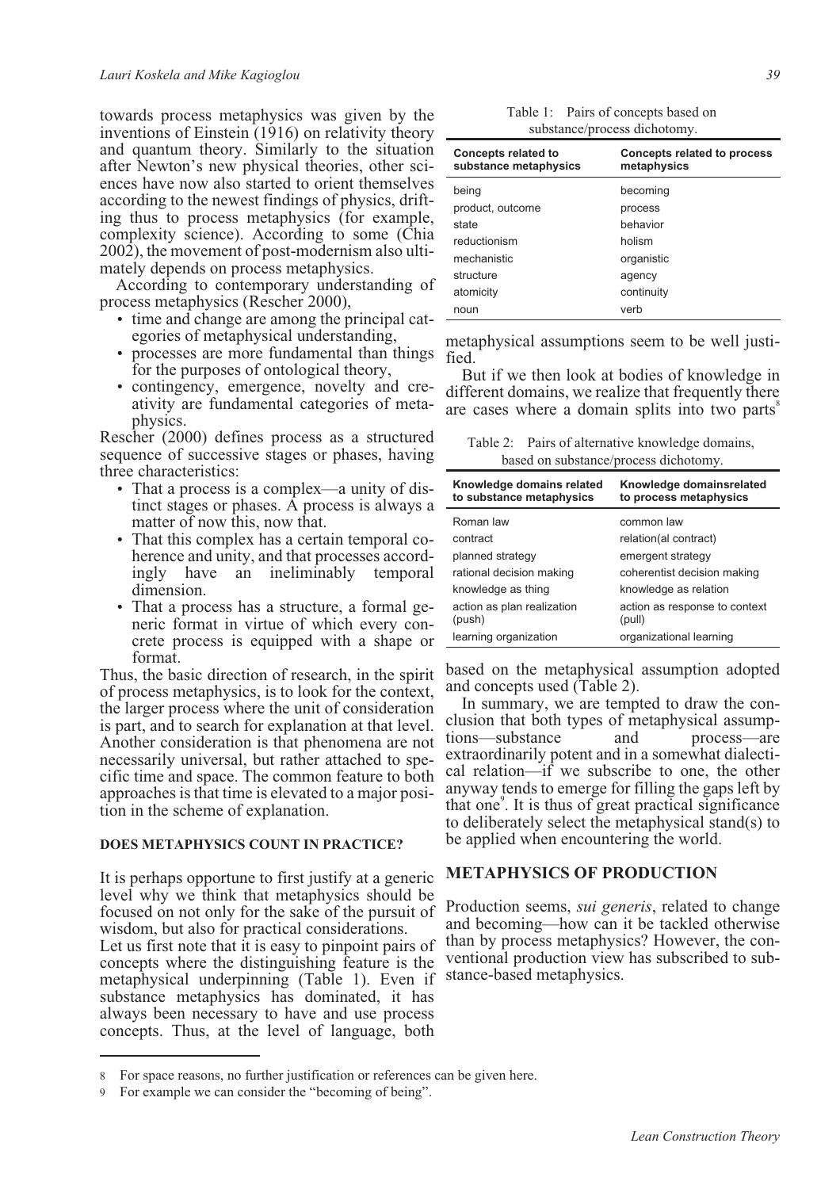towards process metaphysics was given by the inventions of Einstein (1916) on relativity theory and quantum theory. Similarly to the situation after Newton's new physical theories, other sciences have now also started to orient themselves according to the newest findings of physics, drifting thus to process metaphysics (for example, complexity science). According to some (Chia 2002), the movement of post-modernism also ultimately depends on process metaphysics.

According to contemporary understanding of process metaphysics (Rescher 2000),

- time and change are among the principal categories of metaphysical understanding,
- processes are more fundamental than things for the purposes of ontological theory,
- contingency, emergence, novelty and creativity are fundamental categories of metaphysics.

Rescher (2000) defines process as a structured sequence of successive stages or phases, having three characteristics:

- That a process is a complex—a unity of distinct stages or phases. A process is always a matter of now this, now that.
- That this complex has a certain temporal coherence and unity, and that processes accordingly have an ineliminably temporal dimension.
- That a process has a structure, a formal generic format in virtue of which every concrete process is equipped with a shape or format.

Thus, the basic direction of research, in the spirit of process metaphysics, is to look for the context, the larger process where the unit of consideration is part, and to search for explanation at that level. Another consideration is that phenomena are not necessarily universal, but rather attached to specific time and space. The common feature to both approaches is that time is elevated to a major position in the scheme of explanation.

### DOES METAPHYSICS COUNT IN PRACTICE?

It is perhaps opportune to first justify at a generic level why we think that metaphysics should be focused on not only for the sake of the pursuit of wisdom, but also for practical considerations.

Let us first note that it is easy to pinpoint pairs of concepts where the distinguishing feature is the metaphysical underpinning (Table 1). Even if substance metaphysics has dominated, it has always been necessary to have and use process concepts. Thus, at the level of language, both metaphysical assumptions seem to be well justified.

Table 1: Pairs of concepts based on substance/process dichotomy.

| Concepts related to substance metaphysics | Concepts related to process metaphysics |
|---|---|
| being | becoming |
| product, outcome | process |
| state | behavior |
| reductionism | holism |
| mechanistic | organistic |
| structure | agency |
| atomicity | continuity |
| noun | verb |

But if we then look at bodies of knowledge in different domains, we realize that frequently there are cases where a domain splits into two parts[8] based on the metaphysical assumption adopted and concepts used (Table 2).

Table 2: Pairs of alternative knowledge domains, based on substance/process dichotomy.

| Knowledge domains related to substance metaphysics | Knowledge domainsrelated to process metaphysics |
|---|---|
| Roman law | common law |
| contract | relation(al contract) |
| planned strategy | emergent strategy |
| rational decision making | coherentist decision making |
| knowledge as thing | knowledge as relation |
| action as plan realization (push) | action as response to context (pull) |
| learning organization | organizational learning |

In summary, we are tempted to draw the conclusion that both types of metaphysical assumptions—substance and process—are extraordinarily potent and in a somewhat dialectical relation—if we subscribe to one, the other anyway tends to emerge for filling the gaps left by that one[9]. It is thus of great practical significance to deliberately select the metaphysical stand(s) to be applied when encountering the world.

## METAPHYSICS OF PRODUCTION

Production seems, *sui generis*, related to change and becoming—how can it be tackled otherwise than by process metaphysics? However, the conventional production view has subscribed to substance-based metaphysics.

---

8 For space reasons, no further justification or references can be given here.

9 For example we can consider the "becoming of being".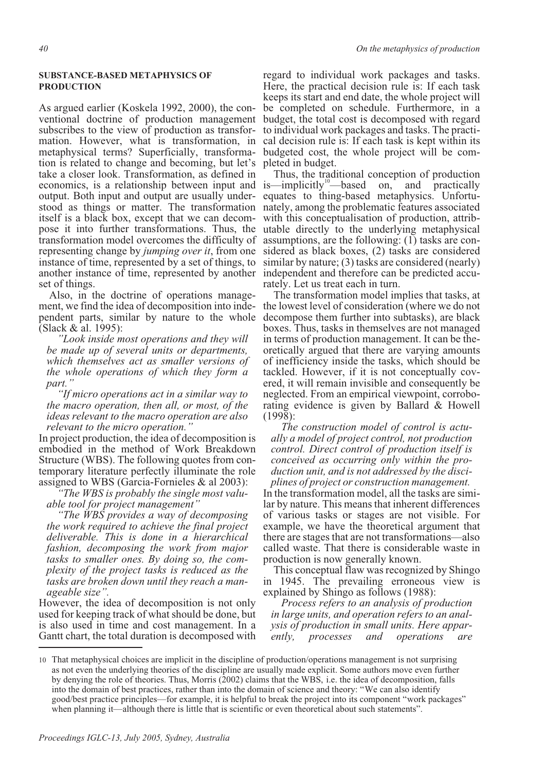## SUBSTANCE-BASED METAPHYSICS OF PRODUCTION

As argued earlier (Koskela 1992, 2000), the conventional doctrine of production management subscribes to the view of production as transformation. However, what is transformation, in metaphysical terms? Superficially, transformation is related to change and becoming, but let's take a closer look. Transformation, as defined in economics, is a relationship between input and output. Both input and output are usually understood as things or matter. The transformation itself is a black box, except that we can decompose it into further transformations. Thus, the transformation model overcomes the difficulty of representing change by *jumping over it*, from one instance of time, represented by a set of things, to another instance of time, represented by another set of things.

Also, in the doctrine of operations management, we find the idea of decomposition into independent parts, similar by nature to the whole (Slack & al. 1995):

> *"Look inside most operations and they will be made up of several units or departments, which themselves act as smaller versions of the whole operations of which they form a part."*
>
> *"If micro operations act in a similar way to the macro operation, then all, or most, of the ideas relevant to the macro operation are also relevant to the micro operation."*

In project production, the idea of decomposition is embodied in the method of Work Breakdown Structure (WBS). The following quotes from contemporary literature perfectly illuminate the role assigned to WBS (Garcia-Fornieles & al 2003):

> *"The WBS is probably the single most valuable tool for project management"*
>
> *"The WBS provides a way of decomposing the work required to achieve the final project deliverable. This is done in a hierarchical fashion, decomposing the work from major tasks to smaller ones. By doing so, the complexity of the project tasks is reduced as the tasks are broken down until they reach a manageable size".*

However, the idea of decomposition is not only used for keeping track of what should be done, but is also used in time and cost management. In a Gantt chart, the total duration is decomposed with regard to individual work packages and tasks. Here, the practical decision rule is: If each task keeps its start and end date, the whole project will be completed on schedule. Furthermore, in a budget, the total cost is decomposed with regard to individual work packages and tasks. The practical decision rule is: If each task is kept within its budgeted cost, the whole project will be completed in budget.

Thus, the traditional conception of production is—implicitly[10]—based on, and practically equates to thing-based metaphysics. Unfortunately, among the problematic features associated with this conceptualisation of production, attributable directly to the underlying metaphysical assumptions, are the following: (1) tasks are considered as black boxes, (2) tasks are considered similar by nature; (3) tasks are considered (nearly) independent and therefore can be predicted accurately. Let us treat each in turn.

The transformation model implies that tasks, at the lowest level of consideration (where we do not decompose them further into subtasks), are black boxes. Thus, tasks in themselves are not managed in terms of production management. It can be theoretically argued that there are varying amounts of inefficiency inside the tasks, which should be tackled. However, if it is not conceptually covered, it will remain invisible and consequently be neglected. From an empirical viewpoint, corroborating evidence is given by Ballard & Howell (1998):

> *The construction model of control is actually a model of project control, not production control. Direct control of production itself is conceived as occurring only within the production unit, and is not addressed by the disciplines of project or construction management.*

In the transformation model, all the tasks are similar by nature. This means that inherent differences of various tasks or stages are not visible. For example, we have the theoretical argument that there are stages that are not transformations—also called waste. That there is considerable waste in production is now generally known.

This conceptual flaw was recognized by Shingo in 1945. The prevailing erroneous view is explained by Shingo as follows (1988):

> *Process refers to an analysis of production in large units, and operation refers to an analysis of production in small units. Here apparently, processes and operations are*

---

10 That metaphysical choices are implicit in the discipline of production/operations management is not surprising as not even the underlying theories of the discipline are usually made explicit. Some authors move even further by denying the role of theories. Thus, Morris (2002) claims that the WBS, i.e. the idea of decomposition, falls into the domain of best practices, rather than into the domain of science and theory: "We can also identify good/best practice principles—for example, it is helpful to break the project into its component "work packages" when planning it—although there is little that is scientific or even theoretical about such statements".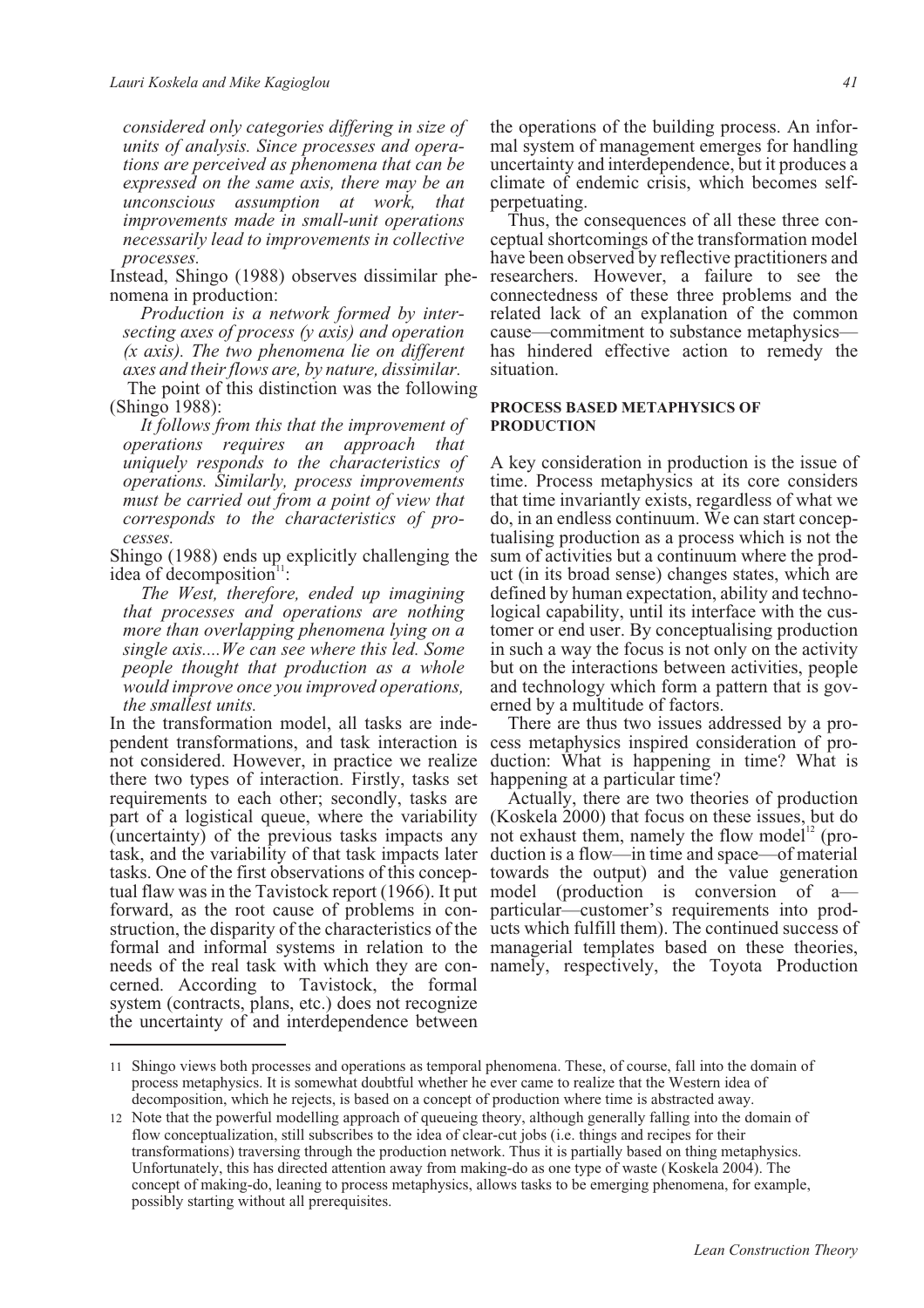*considered only categories differing in size of units of analysis. Since processes and operations are perceived as phenomena that can be expressed on the same axis, there may be an unconscious assumption at work, that improvements made in small-unit operations necessarily lead to improvements in collective processes.*

Instead, Shingo (1988) observes dissimilar phenomena in production:

*Production is a network formed by intersecting axes of process (y axis) and operation (x axis). The two phenomena lie on different axes and their flows are, by nature, dissimilar.*

The point of this distinction was the following (Shingo 1988):

*It follows from this that the improvement of operations requires an approach that uniquely responds to the characteristics of operations. Similarly, process improvements must be carried out from a point of view that corresponds to the characteristics of processes.*

Shingo (1988) ends up explicitly challenging the idea of decomposition[11]:

*The West, therefore, ended up imagining that processes and operations are nothing more than overlapping phenomena lying on a single axis....We can see where this led. Some people thought that production as a whole would improve once you improved operations, the smallest units.*

In the transformation model, all tasks are independent transformations, and task interaction is not considered. However, in practice we realize there two types of interaction. Firstly, tasks set requirements to each other; secondly, tasks are part of a logistical queue, where the variability (uncertainty) of the previous tasks impacts any task, and the variability of that task impacts later tasks. One of the first observations of this conceptual flaw was in the Tavistock report (1966). It put forward, as the root cause of problems in construction, the disparity of the characteristics of the formal and informal systems in relation to the needs of the real task with which they are concerned. According to Tavistock, the formal system (contracts, plans, etc.) does not recognize the uncertainty of and interdependence between the operations of the building process. An informal system of management emerges for handling uncertainty and interdependence, but it produces a climate of endemic crisis, which becomes self-perpetuating.

Thus, the consequences of all these three conceptual shortcomings of the transformation model have been observed by reflective practitioners and researchers. However, a failure to see the connectedness of these three problems and the related lack of an explanation of the common cause—commitment to substance metaphysics—has hindered effective action to remedy the situation.

## PROCESS BASED METAPHYSICS OF PRODUCTION

A key consideration in production is the issue of time. Process metaphysics at its core considers that time invariantly exists, regardless of what we do, in an endless continuum. We can start conceptualising production as a process which is not the sum of activities but a continuum where the product (in its broad sense) changes states, which are defined by human expectation, ability and technological capability, until its interface with the customer or end user. By conceptualising production in such a way the focus is not only on the activity but on the interactions between activities, people and technology which form a pattern that is governed by a multitude of factors.

There are thus two issues addressed by a process metaphysics inspired consideration of production: What is happening in time? What is happening at a particular time?

Actually, there are two theories of production (Koskela 2000) that focus on these issues, but do not exhaust them, namely the flow model[12] (production is a flow—in time and space—of material towards the output) and the value generation model (production is conversion of a—particular—customer's requirements into products which fulfill them). The continued success of managerial templates based on these theories, namely, respectively, the Toyota Production

---

11 Shingo views both processes and operations as temporal phenomena. These, of course, fall into the domain of process metaphysics. It is somewhat doubtful whether he ever came to realize that the Western idea of decomposition, which he rejects, is based on a concept of production where time is abstracted away.

12 Note that the powerful modelling approach of queueing theory, although generally falling into the domain of flow conceptualization, still subscribes to the idea of clear-cut jobs (i.e. things and recipes for their transformations) traversing through the production network. Thus it is partially based on thing metaphysics. Unfortunately, this has directed attention away from making-do as one type of waste (Koskela 2004). The concept of making-do, leaning to process metaphysics, allows tasks to be emerging phenomena, for example, possibly starting without all prerequisites.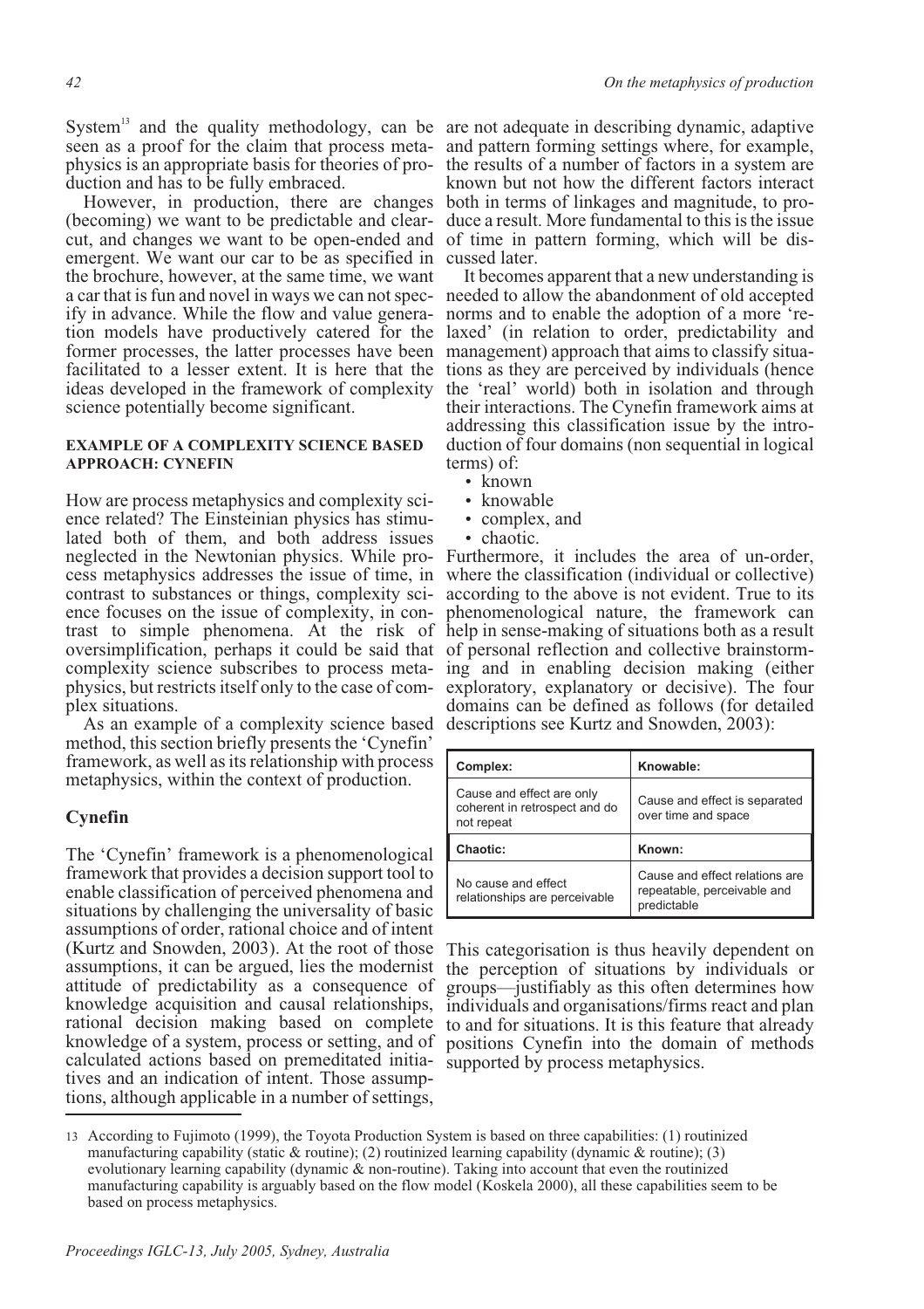System[13] and the quality methodology, can be seen as a proof for the claim that process metaphysics is an appropriate basis for theories of production and has to be fully embraced.

However, in production, there are changes (becoming) we want to be predictable and clear-cut, and changes we want to be open-ended and emergent. We want our car to be as specified in the brochure, however, at the same time, we want a car that is fun and novel in ways we can not specify in advance. While the flow and value generation models have productively catered for the former processes, the latter processes have been facilitated to a lesser extent. It is here that the ideas developed in the framework of complexity science potentially become significant.

#### EXAMPLE OF A COMPLEXITY SCIENCE BASED APPROACH: CYNEFIN

How are process metaphysics and complexity science related? The Einsteinian physics has stimulated both of them, and both address issues neglected in the Newtonian physics. While process metaphysics addresses the issue of time, in contrast to substances or things, complexity science focuses on the issue of complexity, in contrast to simple phenomena. At the risk of oversimplification, perhaps it could be said that complexity science subscribes to process metaphysics, but restricts itself only to the case of complex situations.

As an example of a complexity science based method, this section briefly presents the 'Cynefin' framework, as well as its relationship with process metaphysics, within the context of production.

## Cynefin

The 'Cynefin' framework is a phenomenological framework that provides a decision support tool to enable classification of perceived phenomena and situations by challenging the universality of basic assumptions of order, rational choice and of intent (Kurtz and Snowden, 2003). At the root of those assumptions, it can be argued, lies the modernist attitude of predictability as a consequence of knowledge acquisition and causal relationships, rational decision making based on complete knowledge of a system, process or setting, and of calculated actions based on premeditated initiatives and an indication of intent. Those assumptions, although applicable in a number of settings, are not adequate in describing dynamic, adaptive and pattern forming settings where, for example, the results of a number of factors in a system are known but not how the different factors interact both in terms of linkages and magnitude, to produce a result. More fundamental to this is the issue of time in pattern forming, which will be discussed later.

It becomes apparent that a new understanding is needed to allow the abandonment of old accepted norms and to enable the adoption of a more 'relaxed' (in relation to order, predictability and management) approach that aims to classify situations as they are perceived by individuals (hence the 'real' world) both in isolation and through their interactions. The Cynefin framework aims at addressing this classification issue by the introduction of four domains (non sequential in logical terms) of:

- known
- knowable
- complex, and
- chaotic.

Furthermore, it includes the area of un-order, where the classification (individual or collective) according to the above is not evident. True to its phenomenological nature, the framework can help in sense-making of situations both as a result of personal reflection and collective brainstorming and in enabling decision making (either exploratory, explanatory or decisive). The four domains can be defined as follows (for detailed descriptions see Kurtz and Snowden, 2003):

| **Complex:** | **Knowable:** |
|---|---|
| Cause and effect are only coherent in retrospect and do not repeat | Cause and effect is separated over time and space |
| **Chaotic:** | **Known:** |
| No cause and effect relationships are perceivable | Cause and effect relations are repeatable, perceivable and predictable |

This categorisation is thus heavily dependent on the perception of situations by individuals or groups—justifiably as this often determines how individuals and organisations/firms react and plan to and for situations. It is this feature that already positions Cynefin into the domain of methods supported by process metaphysics.

---

[13] According to Fujimoto (1999), the Toyota Production System is based on three capabilities: (1) routinized manufacturing capability (static & routine); (2) routinized learning capability (dynamic & routine); (3) evolutionary learning capability (dynamic & non-routine). Taking into account that even the routinized manufacturing capability is arguably based on the flow model (Koskela 2000), all these capabilities seem to be based on process metaphysics.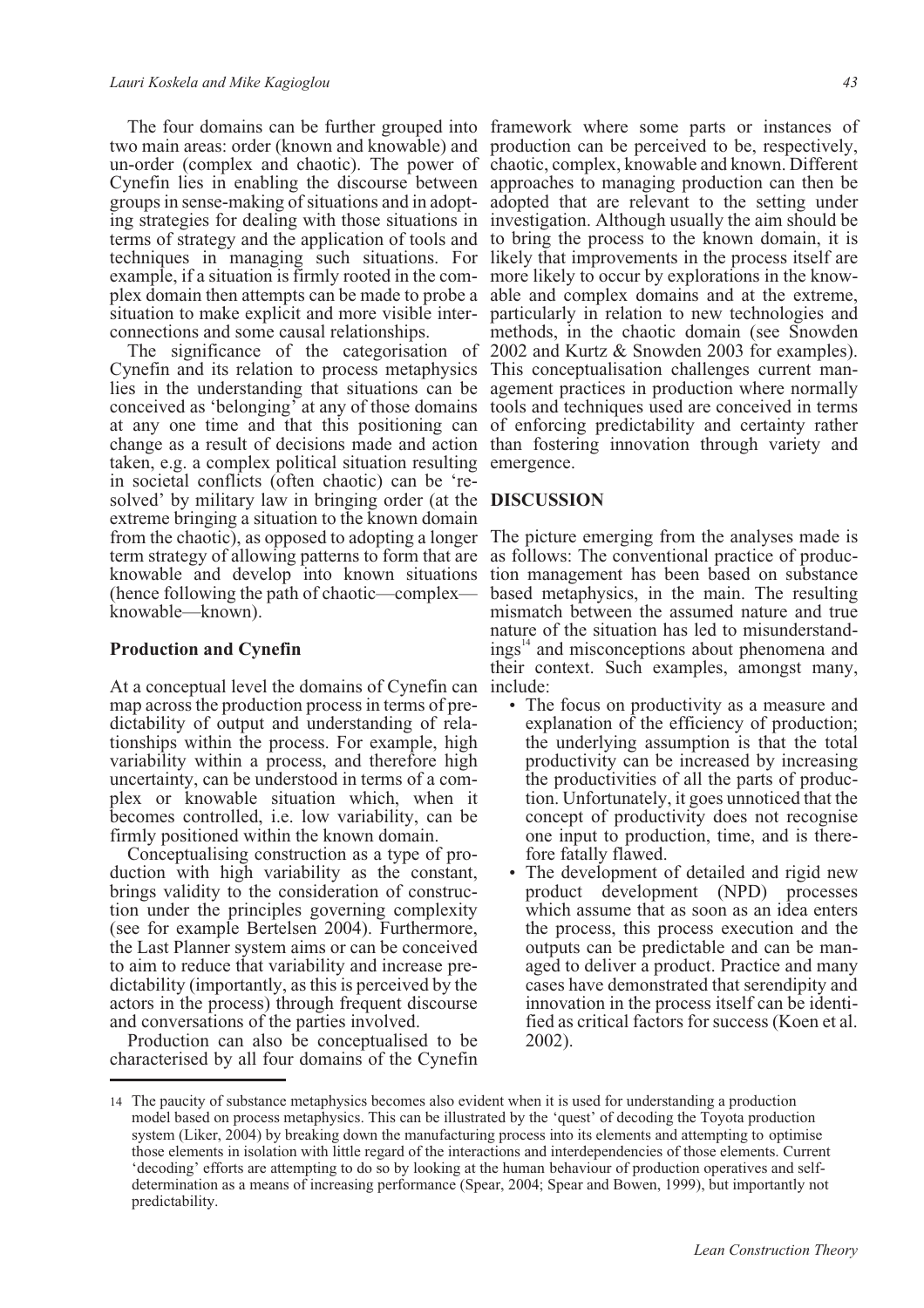The four domains can be further grouped into two main areas: order (known and knowable) and un-order (complex and chaotic). The power of Cynefin lies in enabling the discourse between groups in sense-making of situations and in adopting strategies for dealing with those situations in terms of strategy and the application of tools and techniques in managing such situations. For example, if a situation is firmly rooted in the complex domain then attempts can be made to probe a situation to make explicit and more visible interconnections and some causal relationships.

The significance of the categorisation of Cynefin and its relation to process metaphysics lies in the understanding that situations can be conceived as 'belonging' at any of those domains at any one time and that this positioning can change as a result of decisions made and action taken, e.g. a complex political situation resulting in societal conflicts (often chaotic) can be 'resolved' by military law in bringing order (at the extreme bringing a situation to the known domain from the chaotic), as opposed to adopting a longer term strategy of allowing patterns to form that are knowable and develop into known situations (hence following the path of chaotic—complex—knowable—known).

### Production and Cynefin

At a conceptual level the domains of Cynefin can map across the production process in terms of predictability of output and understanding of relationships within the process. For example, high variability within a process, and therefore high uncertainty, can be understood in terms of a complex or knowable situation which, when it becomes controlled, i.e. low variability, can be firmly positioned within the known domain.

Conceptualising construction as a type of production with high variability as the constant, brings validity to the consideration of construction under the principles governing complexity (see for example Bertelsen 2004). Furthermore, the Last Planner system aims or can be conceived to aim to reduce that variability and increase predictability (importantly, as this is perceived by the actors in the process) through frequent discourse and conversations of the parties involved.

Production can also be conceptualised to be characterised by all four domains of the Cynefin framework where some parts or instances of production can be perceived to be, respectively, chaotic, complex, knowable and known. Different approaches to managing production can then be adopted that are relevant to the setting under investigation. Although usually the aim should be to bring the process to the known domain, it is likely that improvements in the process itself are more likely to occur by explorations in the knowable and complex domains and at the extreme, particularly in relation to new technologies and methods, in the chaotic domain (see Snowden 2002 and Kurtz & Snowden 2003 for examples). This conceptualisation challenges current management practices in production where normally tools and techniques used are conceived in terms of enforcing predictability and certainty rather than fostering innovation through variety and emergence.

## DISCUSSION

The picture emerging from the analyses made is as follows: The conventional practice of production management has been based on substance based metaphysics, in the main. The resulting mismatch between the assumed nature and true nature of the situation has led to misunderstandings[14] and misconceptions about phenomena and their context. Such examples, amongst many, include:

- The focus on productivity as a measure and explanation of the efficiency of production; the underlying assumption is that the total productivity can be increased by increasing the productivities of all the parts of production. Unfortunately, it goes unnoticed that the concept of productivity does not recognise one input to production, time, and is therefore fatally flawed.
- The development of detailed and rigid new product development (NPD) processes which assume that as soon as an idea enters the process, this process execution and the outputs can be predictable and can be managed to deliver a product. Practice and many cases have demonstrated that serendipity and innovation in the process itself can be identified as critical factors for success (Koen et al. 2002).

---

14 The paucity of substance metaphysics becomes also evident when it is used for understanding a production model based on process metaphysics. This can be illustrated by the 'quest' of decoding the Toyota production system (Liker, 2004) by breaking down the manufacturing process into its elements and attempting to optimise those elements in isolation with little regard of the interactions and interdependencies of those elements. Current 'decoding' efforts are attempting to do so by looking at the human behaviour of production operatives and self-determination as a means of increasing performance (Spear, 2004; Spear and Bowen, 1999), but importantly not predictability.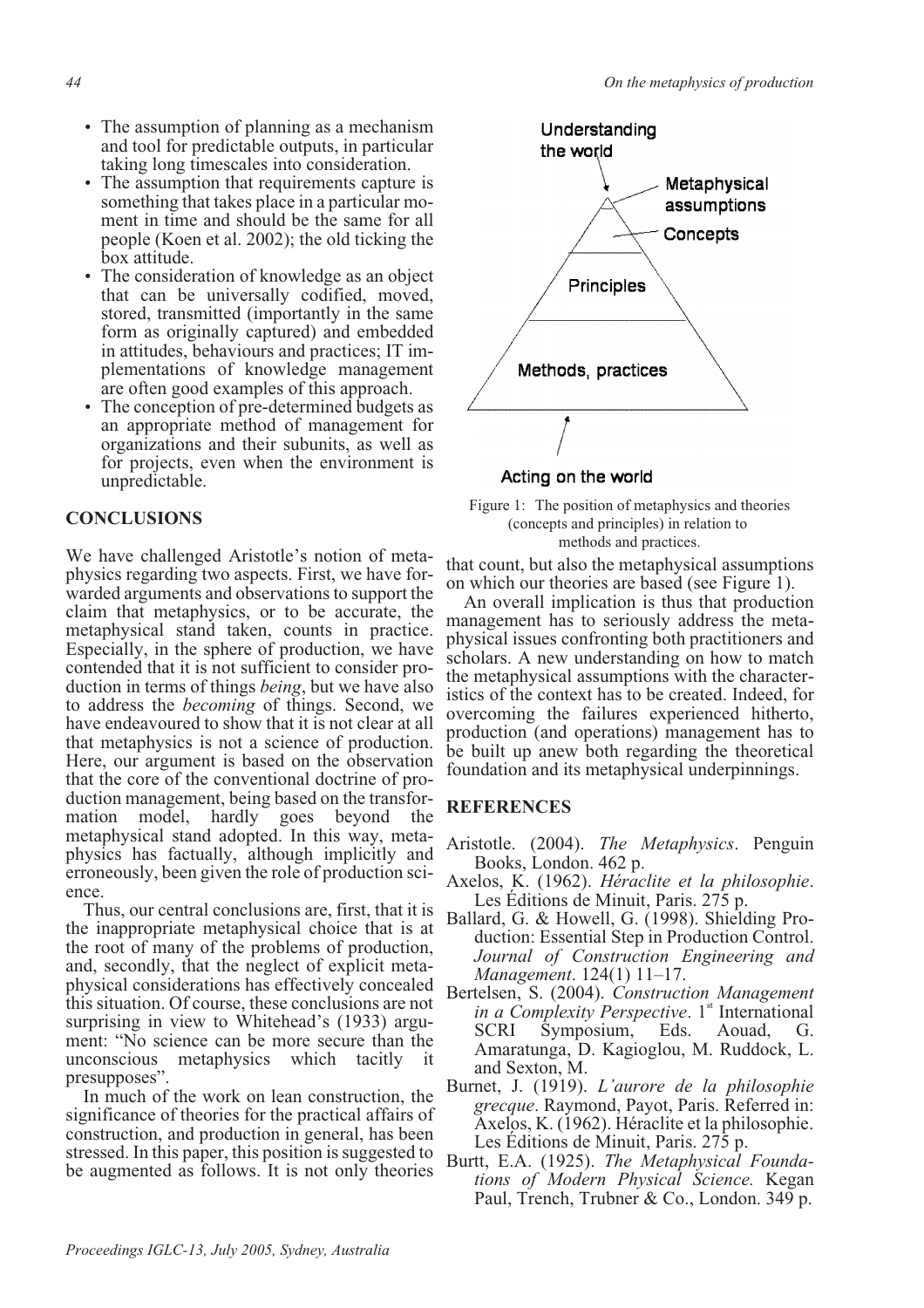- The assumption of planning as a mechanism and tool for predictable outputs, in particular taking long timescales into consideration.
- The assumption that requirements capture is something that takes place in a particular moment in time and should be the same for all people (Koen et al. 2002); the old ticking the box attitude.
- The consideration of knowledge as an object that can be universally codified, moved, stored, transmitted (importantly in the same form as originally captured) and embedded in attitudes, behaviours and practices; IT implementations of knowledge management are often good examples of this approach.
- The conception of pre-determined budgets as an appropriate method of management for organizations and their subunits, as well as for projects, even when the environment is unpredictable.

## CONCLUSIONS

We have challenged Aristotle's notion of metaphysics regarding two aspects. First, we have forwarded arguments and observations to support the claim that metaphysics, or to be accurate, the metaphysical stand taken, counts in practice. Especially, in the sphere of production, we have contended that it is not sufficient to consider production in terms of things *being*, but we have also to address the *becoming* of things. Second, we have endeavoured to show that it is not clear at all that metaphysics is not a science of production. Here, our argument is based on the observation that the core of the conventional doctrine of production management, being based on the transformation model, hardly goes beyond the metaphysical stand adopted. In this way, metaphysics has factually, although implicitly and erroneously, been given the role of production science.

Thus, our central conclusions are, first, that it is the inappropriate metaphysical choice that is at the root of many of the problems of production, and, secondly, that the neglect of explicit metaphysical considerations has effectively concealed this situation. Of course, these conclusions are not surprising in view to Whitehead's (1933) argument: "No science can be more secure than the unconscious metaphysics which tacitly it presupposes".

In much of the work on lean construction, the significance of theories for the practical affairs of construction, and production in general, has been stressed. In this paper, this position is suggested to be augmented as follows. It is not only theories that count, but also the metaphysical assumptions on which our theories are based (see Figure 1).

Understanding the world → Metaphysical assumptions / Concepts / Principles / Methods, practices ← Acting on the world

Figure 1: The position of metaphysics and theories (concepts and principles) in relation to methods and practices.

An overall implication is thus that production management has to seriously address the metaphysical issues confronting both practitioners and scholars. A new understanding on how to match the metaphysical assumptions with the characteristics of the context has to be created. Indeed, for overcoming the failures experienced hitherto, production (and operations) management has to be built up anew both regarding the theoretical foundation and its metaphysical underpinnings.

## REFERENCES

Aristotle. (2004). *The Metaphysics*. Penguin Books, London. 462 p.

Axelos, K. (1962). *Héraclite et la philosophie*. Les Éditions de Minuit, Paris. 275 p.

Ballard, G. & Howell, G. (1998). Shielding Production: Essential Step in Production Control. *Journal of Construction Engineering and Management*. 124(1) 11–17.

Bertelsen, S. (2004). *Construction Management in a Complexity Perspective*. 1st International SCRI Symposium, Eds. Aouad, G. Amaratunga, D. Kagioglou, M. Ruddock, L. and Sexton, M.

Burnet, J. (1919). *L'aurore de la philosophie grecque*. Raymond, Payot, Paris. Referred in: Axelos, K. (1962). Héraclite et la philosophie. Les Éditions de Minuit, Paris. 275 p.

Burtt, E.A. (1925). *The Metaphysical Foundations of Modern Physical Science.* Kegan Paul, Trench, Trubner & Co., London. 349 p.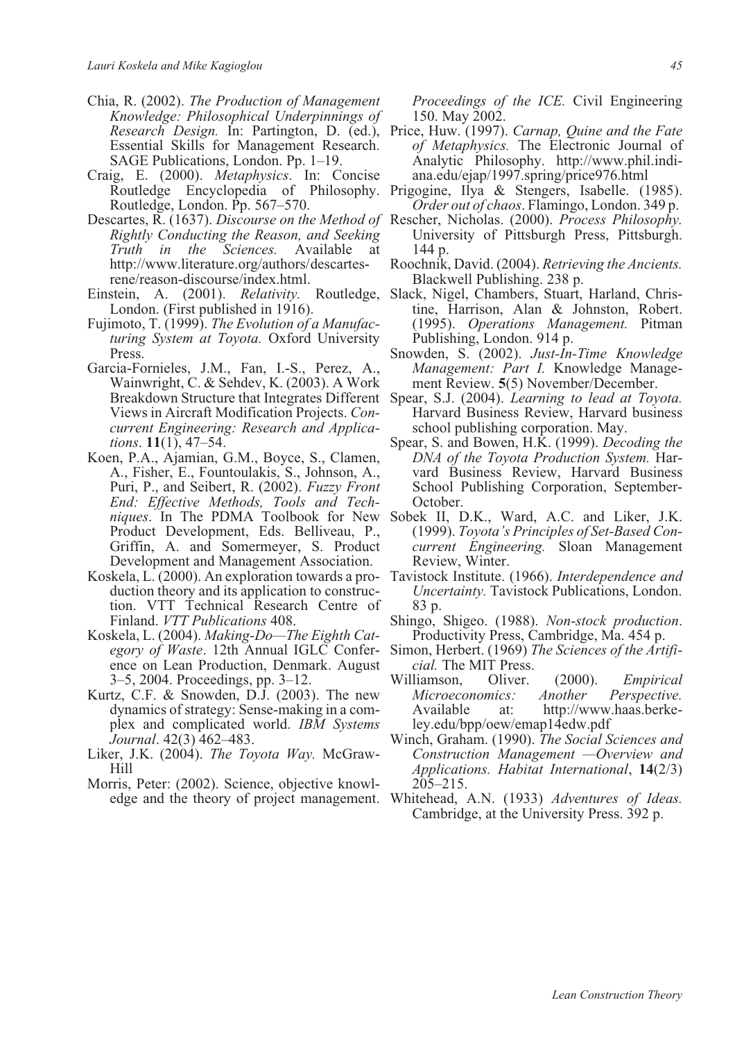Chia, R. (2002). *The Production of Management Knowledge: Philosophical Underpinnings of Research Design.* In: Partington, D. (ed.), Essential Skills for Management Research. SAGE Publications, London. Pp. 1–19.

Craig, E. (2000). *Metaphysics*. In: Concise Routledge Encyclopedia of Philosophy. Routledge, London. Pp. 567–570.

Descartes, R. (1637). *Discourse on the Method of Rightly Conducting the Reason, and Seeking Truth in the Sciences.* Available at http://www.literature.org/authors/descartes-rene/reason-discourse/index.html.

Einstein, A. (2001). *Relativity.* Routledge, London. (First published in 1916).

Fujimoto, T. (1999). *The Evolution of a Manufacturing System at Toyota.* Oxford University Press.

Garcia-Fornieles, J.M., Fan, I.-S., Perez, A., Wainwright, C. & Sehdev, K. (2003). A Work Breakdown Structure that Integrates Different Views in Aircraft Modification Projects. *Concurrent Engineering: Research and Applications*. **11**(1), 47–54.

Koen, P.A., Ajamian, G.M., Boyce, S., Clamen, A., Fisher, E., Fountoulakis, S., Johnson, A., Puri, P., and Seibert, R. (2002). *Fuzzy Front End: Effective Methods, Tools and Techniques*. In The PDMA Toolbook for New Product Development, Eds. Belliveau, P., Griffin, A. and Somermeyer, S. Product Development and Management Association.

Koskela, L. (2000). An exploration towards a production theory and its application to construction. VTT Technical Research Centre of Finland. *VTT Publications* 408.

Koskela, L. (2004). *Making-Do—The Eighth Category of Waste*. 12th Annual IGLC Conference on Lean Production, Denmark. August 3–5, 2004. Proceedings, pp. 3–12.

Kurtz, C.F. & Snowden, D.J. (2003). The new dynamics of strategy: Sense-making in a complex and complicated world. *IBM Systems Journal*. 42(3) 462–483.

Liker, J.K. (2004). *The Toyota Way.* McGraw-Hill

Morris, Peter: (2002). Science, objective knowledge and the theory of project management. *Proceedings of the ICE.* Civil Engineering 150. May 2002.

Price, Huw. (1997). *Carnap, Quine and the Fate of Metaphysics.* The Electronic Journal of Analytic Philosophy. http://www.phil.indiana.edu/ejap/1997.spring/price976.html

Prigogine, Ilya & Stengers, Isabelle. (1985). *Order out of chaos*. Flamingo, London. 349 p.

Rescher, Nicholas. (2000). *Process Philosophy.* University of Pittsburgh Press, Pittsburgh. 144 p.

Roochnik, David. (2004). *Retrieving the Ancients.* Blackwell Publishing. 238 p.

Slack, Nigel, Chambers, Stuart, Harland, Christine, Harrison, Alan & Johnston, Robert. (1995). *Operations Management.* Pitman Publishing, London. 914 p.

Snowden, S. (2002). *Just-In-Time Knowledge Management: Part I.* Knowledge Management Review. **5**(5) November/December.

Spear, S.J. (2004). *Learning to lead at Toyota.* Harvard Business Review, Harvard business school publishing corporation. May.

Spear, S. and Bowen, H.K. (1999). *Decoding the DNA of the Toyota Production System.* Harvard Business Review, Harvard Business School Publishing Corporation, September-October.

Sobek II, D.K., Ward, A.C. and Liker, J.K. (1999). *Toyota's Principles of Set-Based Concurrent Engineering.* Sloan Management Review, Winter.

Tavistock Institute. (1966). *Interdependence and Uncertainty.* Tavistock Publications, London. 83 p.

Shingo, Shigeo. (1988). *Non-stock production*. Productivity Press, Cambridge, Ma. 454 p.

Simon, Herbert. (1969) *The Sciences of the Artificial.* The MIT Press.

Williamson, Oliver. (2000). *Empirical Microeconomics: Another Perspective.* Available at: http://www.haas.berkeley.edu/bpp/oew/emap14edw.pdf

Winch, Graham. (1990). *The Social Sciences and Construction Management —Overview and Applications. Habitat International*, **14**(2/3) 205–215.

Whitehead, A.N. (1933) *Adventures of Ideas.* Cambridge, at the University Press. 392 p.